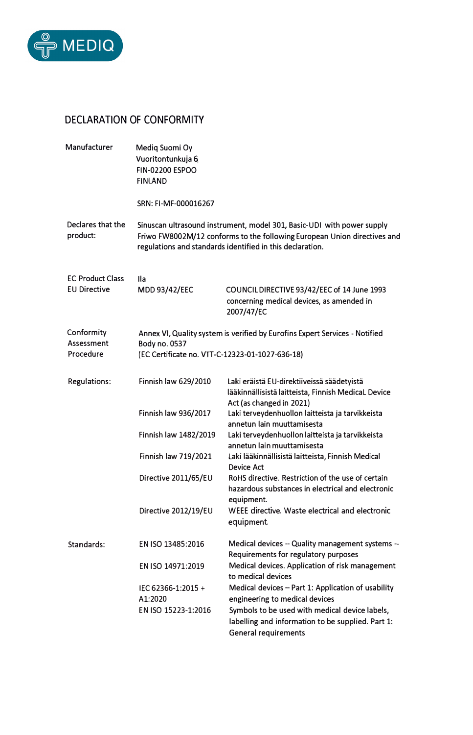MEDIQ

# DECLARATION OF CONFORMITY

| | | |
|---|---|---|
| Manufacturer | Mediq Suomi Oy<br>Vuoritontunkuja 6<br>FIN-02200 ESPOO<br>FINLAND<br><br>SRN: FI-MF-000016267 | |
| Declares that the product: | Sinuscan ultrasound instrument, model 301, Basic-UDI with power supply Friwo FW8002M/12 conforms to the following European Union directives and regulations and standards identified in this declaration. | |
| EC Product Class | IIa | |
| EU Directive | MDD 93/42/EEC | COUNCIL DIRECTIVE 93/42/EEC of 14 June 1993 concerning medical devices, as amended in 2007/47/EC |
| Conformity Assessment Procedure | Annex VI, Quality system is verified by Eurofins Expert Services - Notified Body no. 0537<br>(EC Certificate no. VTT-C-12323-01-1027-636-18) | |
| Regulations: | Finnish law 629/2010 | Laki eräistä EU-direktiiveissä säädetyistä lääkinnällisistä laitteista, Finnish MedicaL Device Act (as changed in 2021) |
| | Finnish law 936/2017 | Laki terveydenhuollon laitteista ja tarvikkeista annetun lain muuttamisesta |
| | Finnish law 1482/2019 | Laki terveydenhuollon laitteista ja tarvikkeista annetun lain muuttamisesta |
| | Finnish law 719/2021 | Laki lääkinnällisistä laitteista, Finnish Medical Device Act |
| | Directive 2011/65/EU | RoHS directive. Restriction of the use of certain hazardous substances in electrical and electronic equipment. |
| | Directive 2012/19/EU | WEEE directive. Waste electrical and electronic equipment. |
| Standards: | EN ISO 13485:2016 | Medical devices -- Quality management systems -- Requirements for regulatory purposes |
| | EN ISO 14971:2019 | Medical devices. Application of risk management to medical devices |
| | IEC 62366-1:2015 + A1:2020 | Medical devices – Part 1: Application of usability engineering to medical devices |
| | EN ISO 15223-1:2016 | Symbols to be used with medical device labels, labelling and information to be supplied. Part 1: General requirements |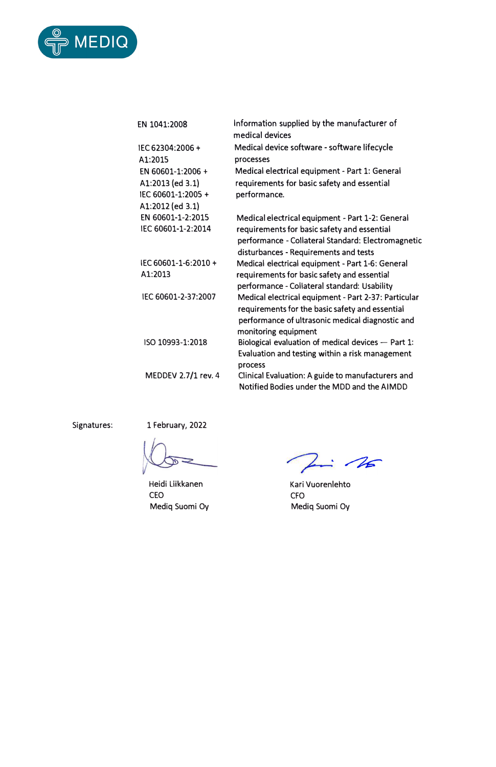| | |
|---|---|
| EN 1041:2008 | Information supplied by the manufacturer of medical devices |
| IEC 62304:2006 + A1:2015 | Medical device software - software lifecycle processes |
| EN 60601-1:2006 + A1:2013 (ed 3.1) IEC 60601-1:2005 + A1:2012 (ed 3.1) | Medical electrical equipment - Part 1: General requirements for basic safety and essential performance. |
| EN 60601-1-2:2015 IEC 60601-1-2:2014 | Medical electrical equipment - Part 1-2: General requirements for basic safety and essential performance - Collateral Standard: Electromagnetic disturbances - Requirements and tests |
| IEC 60601-1-6:2010 + A1:2013 | Medical electrical equipment - Part 1-6: General requirements for basic safety and essential performance - Collateral standard: Usability |
| IEC 60601-2-37:2007 | Medical electrical equipment - Part 2-37: Particular requirements for the basic safety and essential performance of ultrasonic medical diagnostic and monitoring equipment |
| ISO 10993-1:2018 | Biological evaluation of medical devices — Part 1: Evaluation and testing within a risk management process |
| MEDDEV 2.7/1 rev. 4 | Clinical Evaluation: A guide to manufacturers and Notified Bodies under the MDD and the AIMDD |

Signatures: 1 February, 2022

| | |
|---|---|
| Heidi Liikkanen | Kari Vuorenlehto |
| CEO | CFO |
| Mediq Suomi Oy | Mediq Suomi Oy |